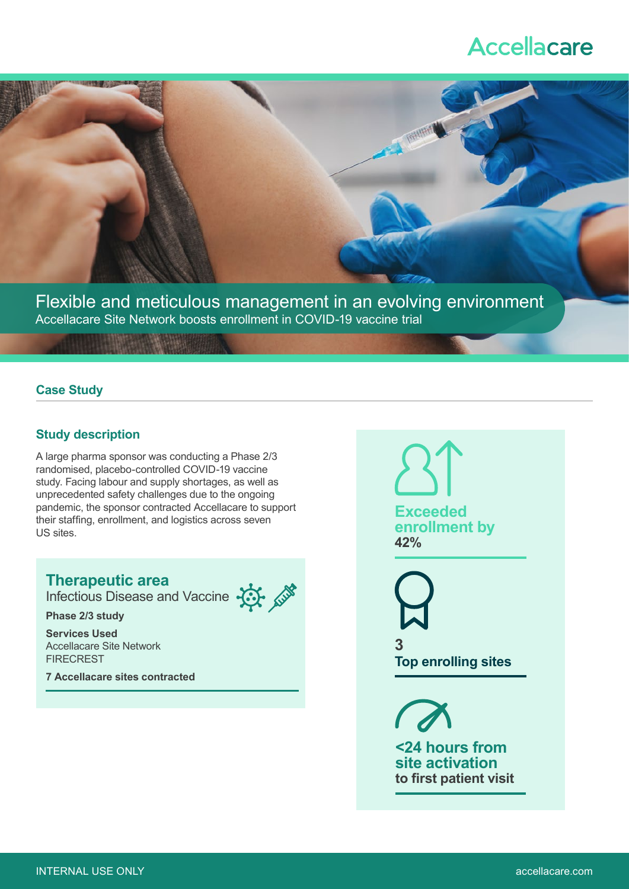Accellacare

# Flexible and meticulous management in an evolving environment

Accellacare Site Network boosts enrollment in COVID-19 vaccine trial

## Case Study

### Study description

A large pharma sponsor was conducting a Phase 2/3 randomised, placebo-controlled COVID-19 vaccine study. Facing labour and supply shortages, as well as unprecedented safety challenges due to the ongoing pandemic, the sponsor contracted Accellacare to support their staffing, enrollment, and logistics across seven US sites.

### Therapeutic area

Infectious Disease and Vaccine

**Phase 2/3 study**

**Services Used**
Accellacare Site Network
FIRECREST

**7 Accellacare sites contracted**

**Exceeded enrollment by 42%**

**3 Top enrolling sites**

**<24 hours from site activation to first patient visit**

INTERNAL USE ONLY

accellacare.com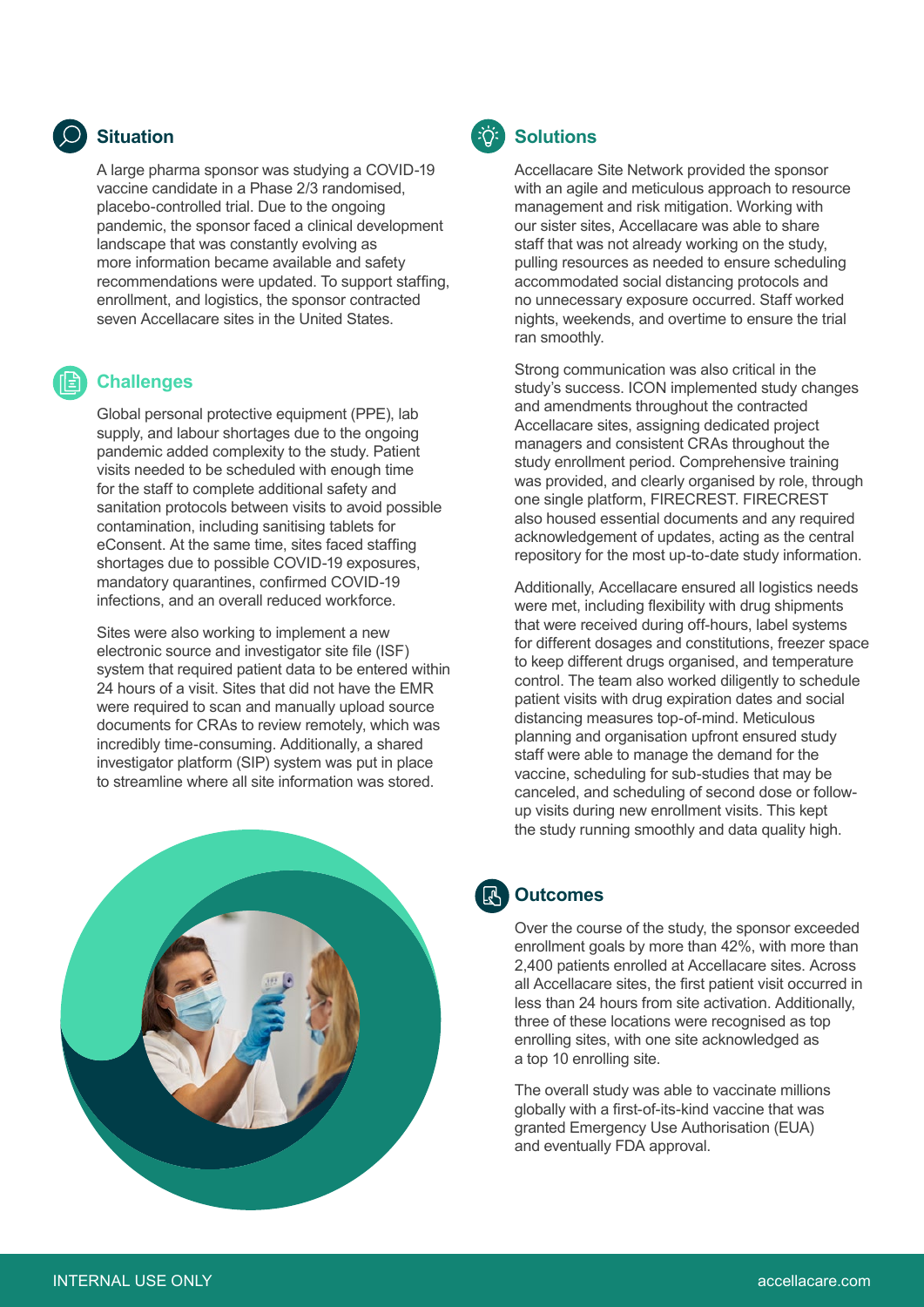## Situation

A large pharma sponsor was studying a COVID-19 vaccine candidate in a Phase 2/3 randomised, placebo-controlled trial. Due to the ongoing pandemic, the sponsor faced a clinical development landscape that was constantly evolving as more information became available and safety recommendations were updated. To support staffing, enrollment, and logistics, the sponsor contracted seven Accellacare sites in the United States.

## Challenges

Global personal protective equipment (PPE), lab supply, and labour shortages due to the ongoing pandemic added complexity to the study. Patient visits needed to be scheduled with enough time for the staff to complete additional safety and sanitation protocols between visits to avoid possible contamination, including sanitising tablets for eConsent. At the same time, sites faced staffing shortages due to possible COVID-19 exposures, mandatory quarantines, confirmed COVID-19 infections, and an overall reduced workforce.

Sites were also working to implement a new electronic source and investigator site file (ISF) system that required patient data to be entered within 24 hours of a visit. Sites that did not have the EMR were required to scan and manually upload source documents for CRAs to review remotely, which was incredibly time-consuming. Additionally, a shared investigator platform (SIP) system was put in place to streamline where all site information was stored.

## Solutions

Accellacare Site Network provided the sponsor with an agile and meticulous approach to resource management and risk mitigation. Working with our sister sites, Accellacare was able to share staff that was not already working on the study, pulling resources as needed to ensure scheduling accommodated social distancing protocols and no unnecessary exposure occurred. Staff worked nights, weekends, and overtime to ensure the trial ran smoothly.

Strong communication was also critical in the study's success. ICON implemented study changes and amendments throughout the contracted Accellacare sites, assigning dedicated project managers and consistent CRAs throughout the study enrollment period. Comprehensive training was provided, and clearly organised by role, through one single platform, FIRECREST. FIRECREST also housed essential documents and any required acknowledgement of updates, acting as the central repository for the most up-to-date study information.

Additionally, Accellacare ensured all logistics needs were met, including flexibility with drug shipments that were received during off-hours, label systems for different dosages and constitutions, freezer space to keep different drugs organised, and temperature control. The team also worked diligently to schedule patient visits with drug expiration dates and social distancing measures top-of-mind. Meticulous planning and organisation upfront ensured study staff were able to manage the demand for the vaccine, scheduling for sub-studies that may be canceled, and scheduling of second dose or follow-up visits during new enrollment visits. This kept the study running smoothly and data quality high.

## Outcomes

Over the course of the study, the sponsor exceeded enrollment goals by more than 42%, with more than 2,400 patients enrolled at Accellacare sites. Across all Accellacare sites, the first patient visit occurred in less than 24 hours from site activation. Additionally, three of these locations were recognised as top enrolling sites, with one site acknowledged as a top 10 enrolling site.

The overall study was able to vaccinate millions globally with a first-of-its-kind vaccine that was granted Emergency Use Authorisation (EUA) and eventually FDA approval.